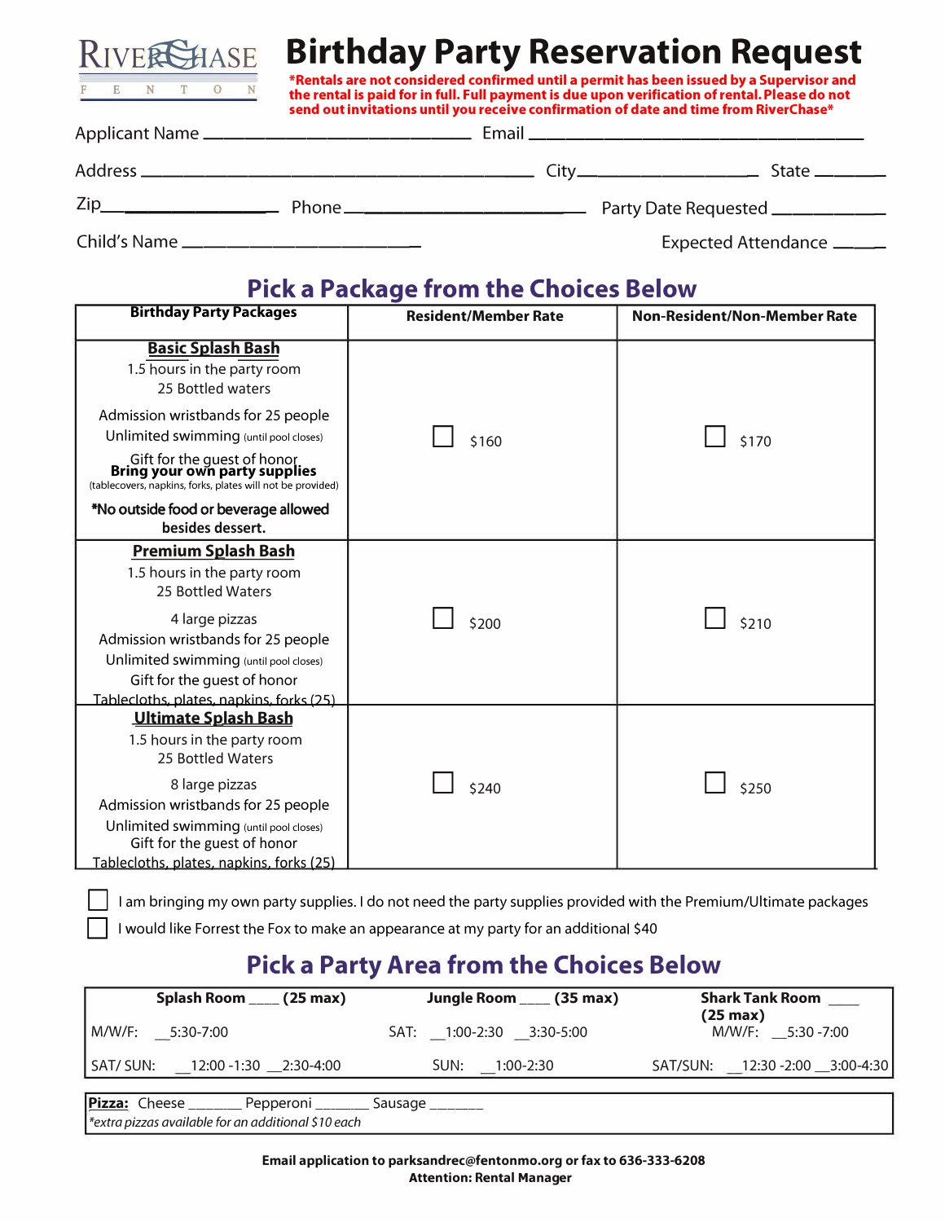RIVERCHASE
F E N T O N

# Birthday Party Reservation Request

***Rentals are not considered confirmed until a permit has been issued by a Supervisor and the rental is paid for in full. Full payment is due upon verification of rental. Please do not send out invitations until you receive confirmation of date and time from RiverChase***

Applicant Name ____________________________ Email ____________________________________

Address ________________________________________ City_______________ State _______

Zip_______________ Phone______________________ Party Date Requested ___________

Child's Name _________________________ Expected Attendance _____

## Pick a Package from the Choices Below

| Birthday Party Packages | Resident/Member Rate | Non-Resident/Non-Member Rate |
|---|---|---|
| **Basic Splash Bash**<br>1.5 hours in the party room<br>25 Bottled waters<br>Admission wristbands for 25 people<br>Unlimited swimming (until pool closes)<br>Gift for the guest of honor<br>**Bring your own party supplies**<br>(tablecovers, napkins, forks, plates will not be provided)<br>*No outside food or beverage allowed besides dessert. | ☐ $160 | ☐ $170 |
| **Premium Splash Bash**<br>1.5 hours in the party room<br>25 Bottled Waters<br>4 large pizzas<br>Admission wristbands for 25 people<br>Unlimited swimming (until pool closes)<br>Gift for the guest of honor<br>Tablecloths, plates, napkins, forks (25) | ☐ $200 | ☐ $210 |
| **Ultimate Splash Bash**<br>1.5 hours in the party room<br>25 Bottled Waters<br>8 large pizzas<br>Admission wristbands for 25 people<br>Unlimited swimming (until pool closes)<br>Gift for the guest of honor<br>Tablecloths, plates, napkins, forks (25) | ☐ $240 | ☐ $250 |

☐ I am bringing my own party supplies. I do not need the party supplies provided with the Premium/Ultimate packages

☐ I would like Forrest the Fox to make an appearance at my party for an additional $40

## Pick a Party Area from the Choices Below

| Splash Room ____ (25 max) | Jungle Room ____ (35 max) | Shark Tank Room ____ (25 max) |
|---|---|---|
| M/W/F: __5:30-7:00 | SAT: __1:00-2:30 __3:30-5:00 | M/W/F: __5:30 -7:00 |
| SAT/ SUN: __12:00 -1:30 __2:30-4:00 | SUN: __1:00-2:30 | SAT/SUN: __12:30 -2:00 __3:00-4:30 |

**Pizza:** Cheese _______ Pepperoni _______ Sausage _______
*extra pizzas available for an additional $10 each*

**Email application to parksandrec@fentonmo.org or fax to 636-333-6208**
**Attention: Rental Manager**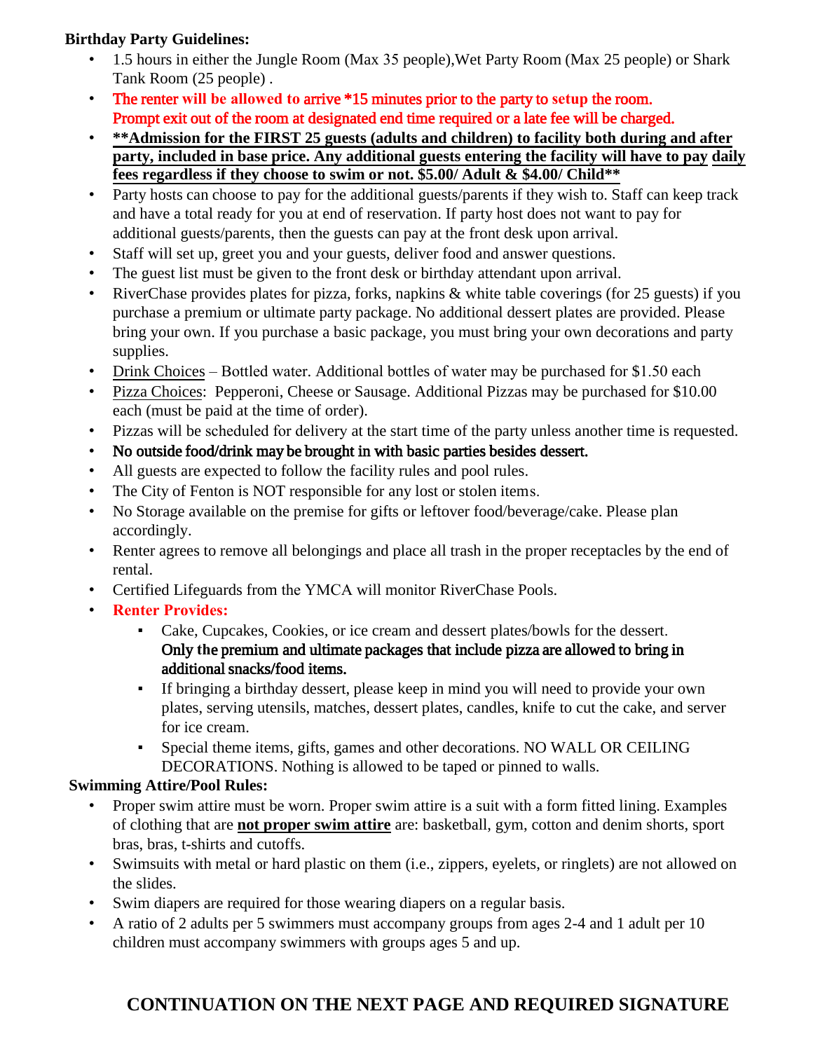**Birthday Party Guidelines:**

- 1.5 hours in either the Jungle Room (Max 35 people),Wet Party Room (Max 25 people) or Shark Tank Room (25 people) .
- The renter will be allowed to arrive *15 minutes prior to the party to setup the room. Prompt exit out of the room at designated end time required or a late fee will be charged.
- **\*\*Admission for the FIRST 25 guests (adults and children) to facility both during and after party, included in base price. Any additional guests entering the facility will have to pay daily fees regardless if they choose to swim or not. $5.00/ Adult & $4.00/ Child\*\***
- Party hosts can choose to pay for the additional guests/parents if they wish to. Staff can keep track and have a total ready for you at end of reservation. If party host does not want to pay for additional guests/parents, then the guests can pay at the front desk upon arrival.
- Staff will set up, greet you and your guests, deliver food and answer questions.
- The guest list must be given to the front desk or birthday attendant upon arrival.
- RiverChase provides plates for pizza, forks, napkins & white table coverings (for 25 guests) if you purchase a premium or ultimate party package. No additional dessert plates are provided. Please bring your own. If you purchase a basic package, you must bring your own decorations and party supplies.
- Drink Choices – Bottled water. Additional bottles of water may be purchased for $1.50 each
- Pizza Choices: Pepperoni, Cheese or Sausage. Additional Pizzas may be purchased for $10.00 each (must be paid at the time of order).
- Pizzas will be scheduled for delivery at the start time of the party unless another time is requested.
- No outside food/drink may be brought in with basic parties besides dessert.
- All guests are expected to follow the facility rules and pool rules.
- The City of Fenton is NOT responsible for any lost or stolen items.
- No Storage available on the premise for gifts or leftover food/beverage/cake. Please plan accordingly.
- Renter agrees to remove all belongings and place all trash in the proper receptacles by the end of rental.
- Certified Lifeguards from the YMCA will monitor RiverChase Pools.
- **Renter Provides:**
  - Cake, Cupcakes, Cookies, or ice cream and dessert plates/bowls for the dessert. Only the premium and ultimate packages that include pizza are allowed to bring in additional snacks/food items.
  - If bringing a birthday dessert, please keep in mind you will need to provide your own plates, serving utensils, matches, dessert plates, candles, knife to cut the cake, and server for ice cream.
  - Special theme items, gifts, games and other decorations. NO WALL OR CEILING DECORATIONS. Nothing is allowed to be taped or pinned to walls.

**Swimming Attire/Pool Rules:**

- Proper swim attire must be worn. Proper swim attire is a suit with a form fitted lining. Examples of clothing that are **not proper swim attire** are: basketball, gym, cotton and denim shorts, sport bras, bras, t-shirts and cutoffs.
- Swimsuits with metal or hard plastic on them (i.e., zippers, eyelets, or ringlets) are not allowed on the slides.
- Swim diapers are required for those wearing diapers on a regular basis.
- A ratio of 2 adults per 5 swimmers must accompany groups from ages 2-4 and 1 adult per 10 children must accompany swimmers with groups ages 5 and up.

**CONTINUATION ON THE NEXT PAGE AND REQUIRED SIGNATURE**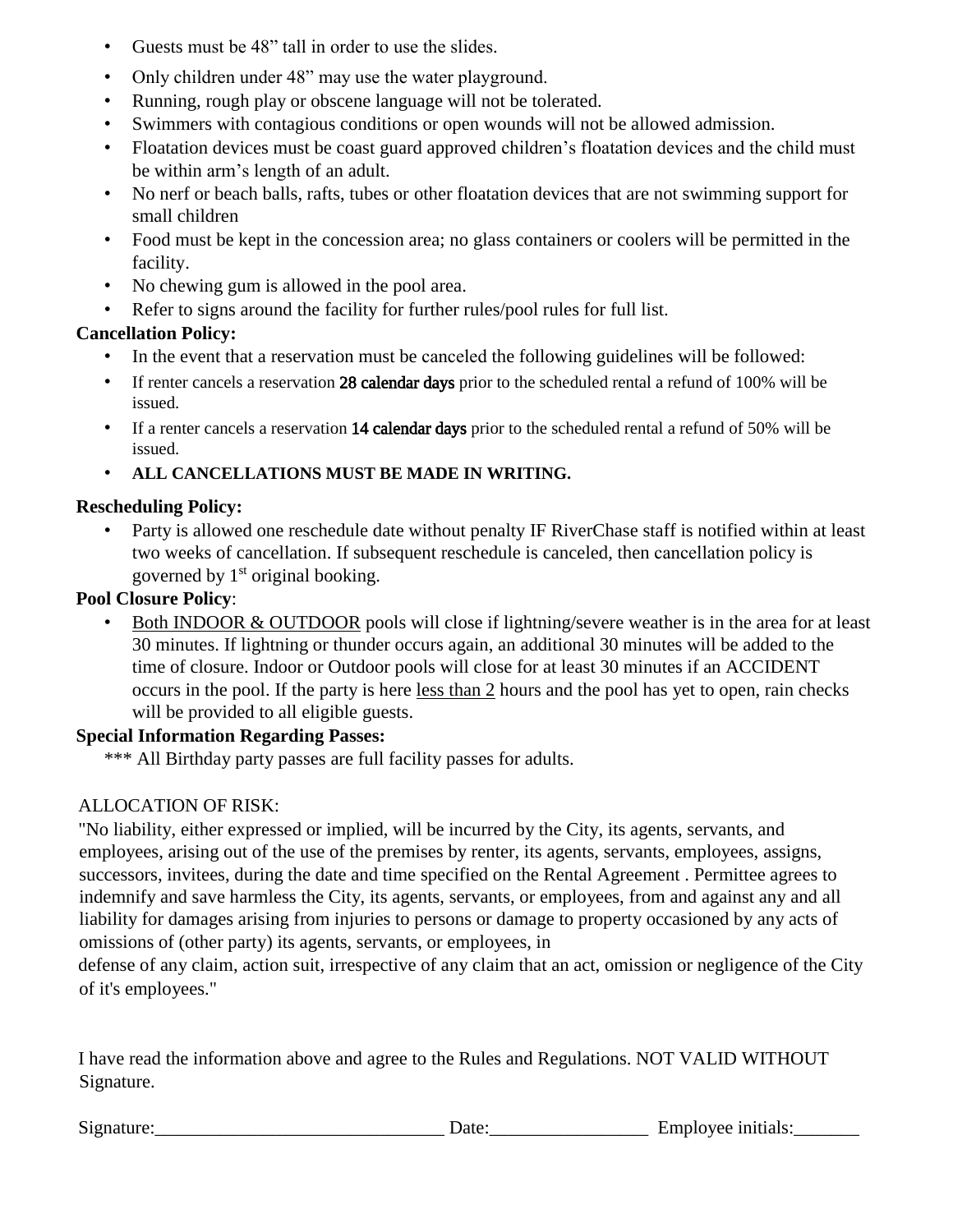- Guests must be 48" tall in order to use the slides.
- Only children under 48" may use the water playground.
- Running, rough play or obscene language will not be tolerated.
- Swimmers with contagious conditions or open wounds will not be allowed admission.
- Floatation devices must be coast guard approved children's floatation devices and the child must be within arm's length of an adult.
- No nerf or beach balls, rafts, tubes or other floatation devices that are not swimming support for small children
- Food must be kept in the concession area; no glass containers or coolers will be permitted in the facility.
- No chewing gum is allowed in the pool area.
- Refer to signs around the facility for further rules/pool rules for full list.

**Cancellation Policy:**

- In the event that a reservation must be canceled the following guidelines will be followed:
- If renter cancels a reservation **28 calendar days** prior to the scheduled rental a refund of 100% will be issued.
- If a renter cancels a reservation **14 calendar days** prior to the scheduled rental a refund of 50% will be issued.
- **ALL CANCELLATIONS MUST BE MADE IN WRITING.**

**Rescheduling Policy:**

- Party is allowed one reschedule date without penalty IF RiverChase staff is notified within at least two weeks of cancellation. If subsequent reschedule is canceled, then cancellation policy is governed by 1st original booking.

**Pool Closure Policy**:

- Both INDOOR & OUTDOOR pools will close if lightning/severe weather is in the area for at least 30 minutes. If lightning or thunder occurs again, an additional 30 minutes will be added to the time of closure. Indoor or Outdoor pools will close for at least 30 minutes if an ACCIDENT occurs in the pool. If the party is here less than 2 hours and the pool has yet to open, rain checks will be provided to all eligible guests.

**Special Information Regarding Passes:**

*** All Birthday party passes are full facility passes for adults.

ALLOCATION OF RISK:

"No liability, either expressed or implied, will be incurred by the City, its agents, servants, and employees, arising out of the use of the premises by renter, its agents, servants, employees, assigns, successors, invitees, during the date and time specified on the Rental Agreement . Permittee agrees to indemnify and save harmless the City, its agents, servants, or employees, from and against any and all liability for damages arising from injuries to persons or damage to property occasioned by any acts of omissions of (other party) its agents, servants, or employees, in
defense of any claim, action suit, irrespective of any claim that an act, omission or negligence of the City of it's employees."

I have read the information above and agree to the Rules and Regulations. NOT VALID WITHOUT Signature.

Signature:______________________________ Date:________________ Employee initials:_______